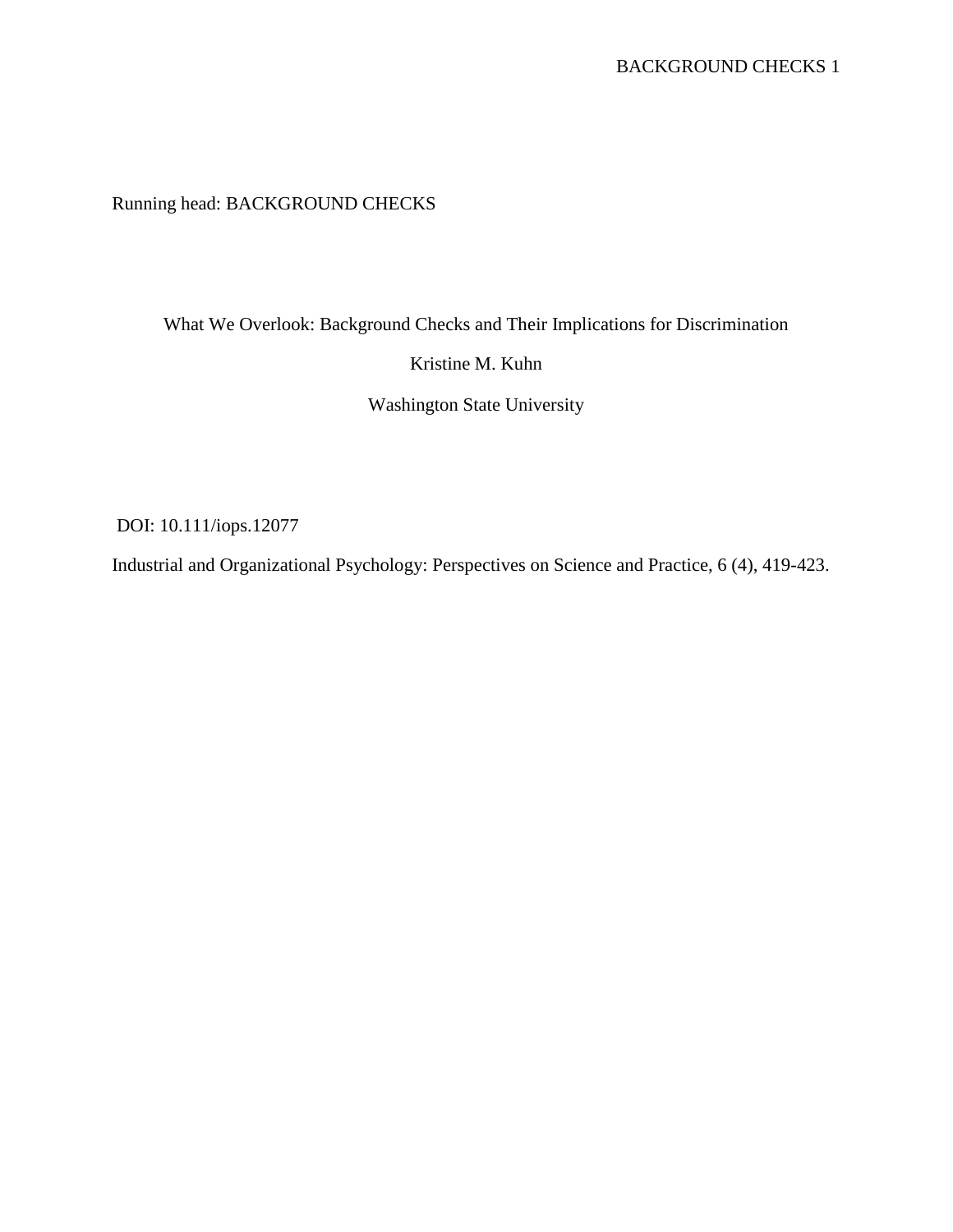Running head: BACKGROUND CHECKS

# What We Overlook: Background Checks and Their Implications for Discrimination

Kristine M. Kuhn

Washington State University

DOI: 10.111/iops.12077

Industrial and Organizational Psychology: Perspectives on Science and Practice, 6 (4), 419-423.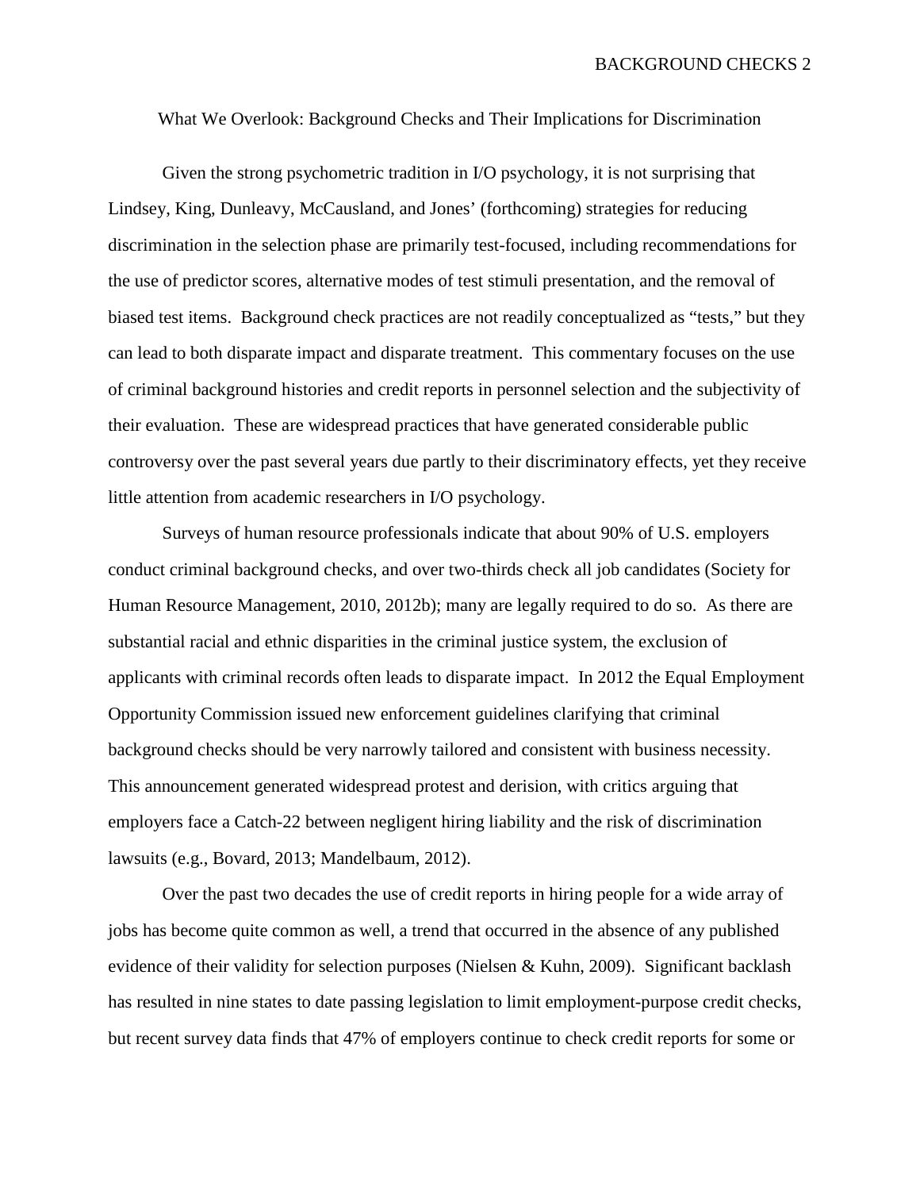# What We Overlook: Background Checks and Their Implications for Discrimination

Given the strong psychometric tradition in I/O psychology, it is not surprising that Lindsey, King, Dunleavy, McCausland, and Jones' (forthcoming) strategies for reducing discrimination in the selection phase are primarily test-focused, including recommendations for the use of predictor scores, alternative modes of test stimuli presentation, and the removal of biased test items. Background check practices are not readily conceptualized as "tests," but they can lead to both disparate impact and disparate treatment. This commentary focuses on the use of criminal background histories and credit reports in personnel selection and the subjectivity of their evaluation. These are widespread practices that have generated considerable public controversy over the past several years due partly to their discriminatory effects, yet they receive little attention from academic researchers in I/O psychology.

Surveys of human resource professionals indicate that about 90% of U.S. employers conduct criminal background checks, and over two-thirds check all job candidates (Society for Human Resource Management, 2010, 2012b); many are legally required to do so. As there are substantial racial and ethnic disparities in the criminal justice system, the exclusion of applicants with criminal records often leads to disparate impact. In 2012 the Equal Employment Opportunity Commission issued new enforcement guidelines clarifying that criminal background checks should be very narrowly tailored and consistent with business necessity. This announcement generated widespread protest and derision, with critics arguing that employers face a Catch-22 between negligent hiring liability and the risk of discrimination lawsuits (e.g., Bovard, 2013; Mandelbaum, 2012).

Over the past two decades the use of credit reports in hiring people for a wide array of jobs has become quite common as well, a trend that occurred in the absence of any published evidence of their validity for selection purposes (Nielsen & Kuhn, 2009). Significant backlash has resulted in nine states to date passing legislation to limit employment-purpose credit checks, but recent survey data finds that 47% of employers continue to check credit reports for some or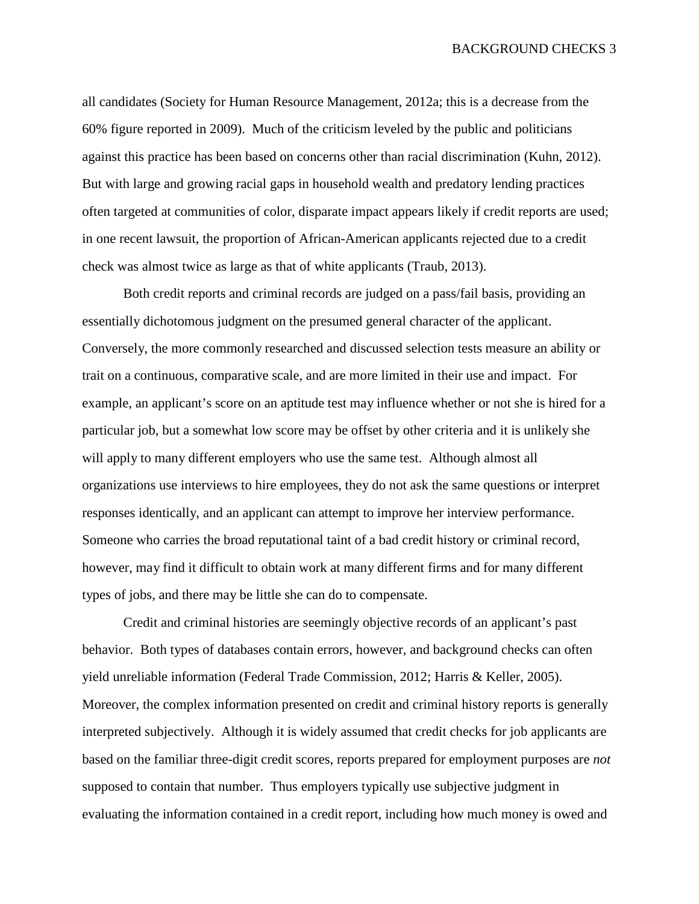all candidates (Society for Human Resource Management, 2012a; this is a decrease from the 60% figure reported in 2009). Much of the criticism leveled by the public and politicians against this practice has been based on concerns other than racial discrimination (Kuhn, 2012). But with large and growing racial gaps in household wealth and predatory lending practices often targeted at communities of color, disparate impact appears likely if credit reports are used; in one recent lawsuit, the proportion of African-American applicants rejected due to a credit check was almost twice as large as that of white applicants (Traub, 2013).

Both credit reports and criminal records are judged on a pass/fail basis, providing an essentially dichotomous judgment on the presumed general character of the applicant. Conversely, the more commonly researched and discussed selection tests measure an ability or trait on a continuous, comparative scale, and are more limited in their use and impact. For example, an applicant's score on an aptitude test may influence whether or not she is hired for a particular job, but a somewhat low score may be offset by other criteria and it is unlikely she will apply to many different employers who use the same test. Although almost all organizations use interviews to hire employees, they do not ask the same questions or interpret responses identically, and an applicant can attempt to improve her interview performance. Someone who carries the broad reputational taint of a bad credit history or criminal record, however, may find it difficult to obtain work at many different firms and for many different types of jobs, and there may be little she can do to compensate.

Credit and criminal histories are seemingly objective records of an applicant's past behavior. Both types of databases contain errors, however, and background checks can often yield unreliable information (Federal Trade Commission, 2012; Harris & Keller, 2005). Moreover, the complex information presented on credit and criminal history reports is generally interpreted subjectively. Although it is widely assumed that credit checks for job applicants are based on the familiar three-digit credit scores, reports prepared for employment purposes are *not* supposed to contain that number. Thus employers typically use subjective judgment in evaluating the information contained in a credit report, including how much money is owed and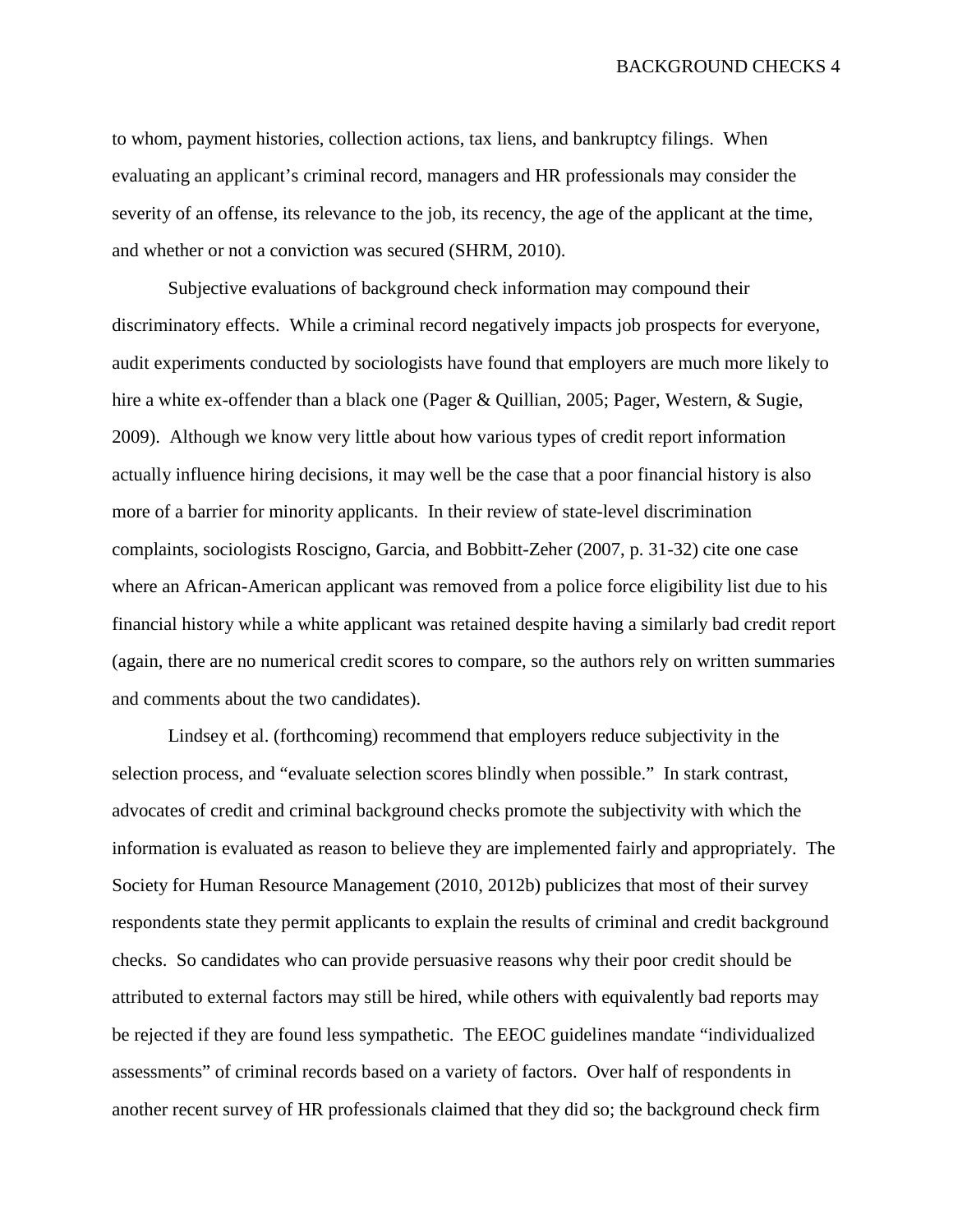to whom, payment histories, collection actions, tax liens, and bankruptcy filings. When evaluating an applicant's criminal record, managers and HR professionals may consider the severity of an offense, its relevance to the job, its recency, the age of the applicant at the time, and whether or not a conviction was secured (SHRM, 2010).

Subjective evaluations of background check information may compound their discriminatory effects. While a criminal record negatively impacts job prospects for everyone, audit experiments conducted by sociologists have found that employers are much more likely to hire a white ex-offender than a black one (Pager & Quillian, 2005; Pager, Western, & Sugie, 2009). Although we know very little about how various types of credit report information actually influence hiring decisions, it may well be the case that a poor financial history is also more of a barrier for minority applicants. In their review of state-level discrimination complaints, sociologists Roscigno, Garcia, and Bobbitt-Zeher (2007, p. 31-32) cite one case where an African-American applicant was removed from a police force eligibility list due to his financial history while a white applicant was retained despite having a similarly bad credit report (again, there are no numerical credit scores to compare, so the authors rely on written summaries and comments about the two candidates).

Lindsey et al. (forthcoming) recommend that employers reduce subjectivity in the selection process, and "evaluate selection scores blindly when possible." In stark contrast, advocates of credit and criminal background checks promote the subjectivity with which the information is evaluated as reason to believe they are implemented fairly and appropriately. The Society for Human Resource Management (2010, 2012b) publicizes that most of their survey respondents state they permit applicants to explain the results of criminal and credit background checks. So candidates who can provide persuasive reasons why their poor credit should be attributed to external factors may still be hired, while others with equivalently bad reports may be rejected if they are found less sympathetic. The EEOC guidelines mandate "individualized assessments" of criminal records based on a variety of factors. Over half of respondents in another recent survey of HR professionals claimed that they did so; the background check firm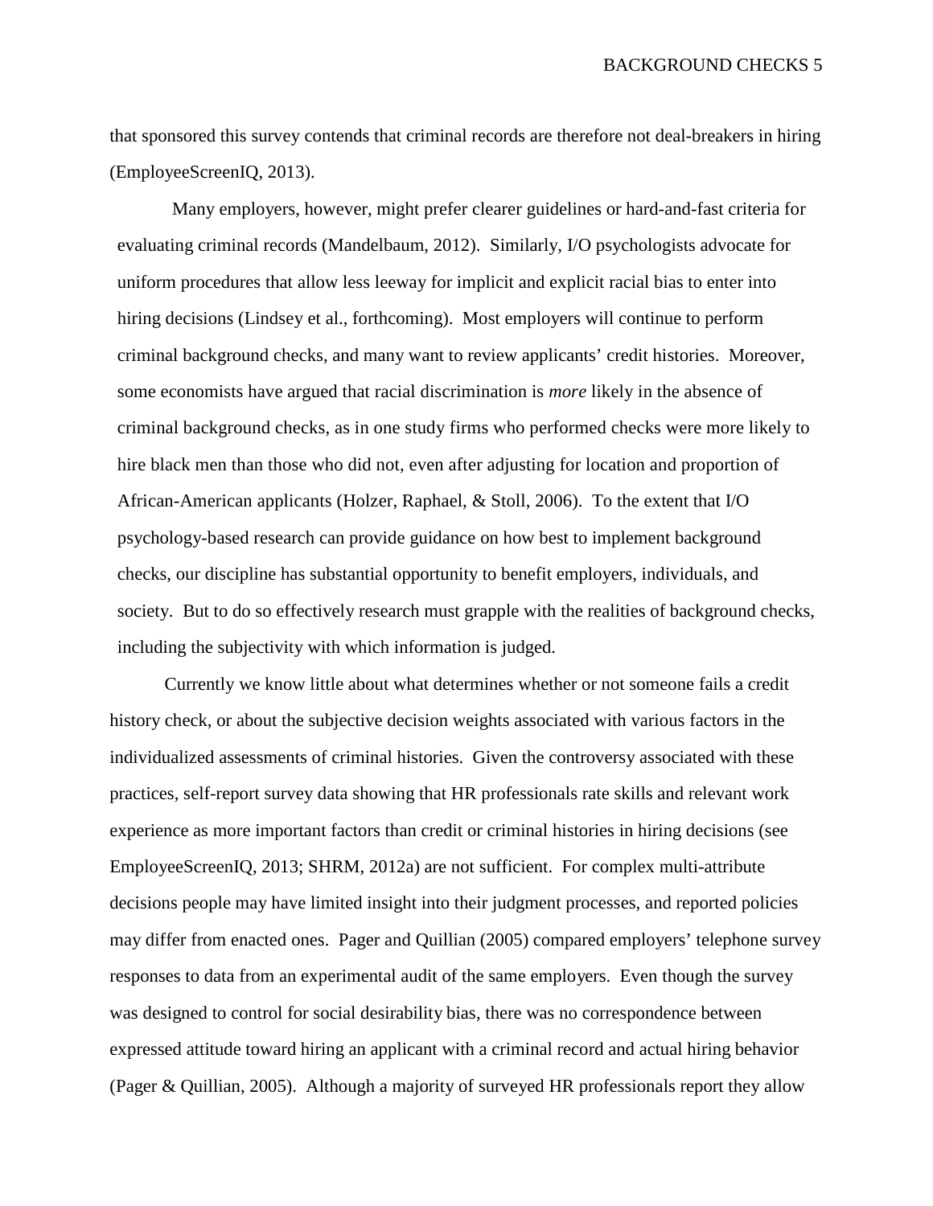that sponsored this survey contends that criminal records are therefore not deal-breakers in hiring (EmployeeScreenIQ, 2013).

Many employers, however, might prefer clearer guidelines or hard-and-fast criteria for evaluating criminal records (Mandelbaum, 2012). Similarly, I/O psychologists advocate for uniform procedures that allow less leeway for implicit and explicit racial bias to enter into hiring decisions (Lindsey et al., forthcoming). Most employers will continue to perform criminal background checks, and many want to review applicants' credit histories. Moreover, some economists have argued that racial discrimination is *more* likely in the absence of criminal background checks, as in one study firms who performed checks were more likely to hire black men than those who did not, even after adjusting for location and proportion of African-American applicants (Holzer, Raphael, & Stoll, 2006). To the extent that I/O psychology-based research can provide guidance on how best to implement background checks, our discipline has substantial opportunity to benefit employers, individuals, and society. But to do so effectively research must grapple with the realities of background checks, including the subjectivity with which information is judged.

Currently we know little about what determines whether or not someone fails a credit history check, or about the subjective decision weights associated with various factors in the individualized assessments of criminal histories. Given the controversy associated with these practices, self-report survey data showing that HR professionals rate skills and relevant work experience as more important factors than credit or criminal histories in hiring decisions (see EmployeeScreenIQ, 2013; SHRM, 2012a) are not sufficient. For complex multi-attribute decisions people may have limited insight into their judgment processes, and reported policies may differ from enacted ones. Pager and Quillian (2005) compared employers' telephone survey responses to data from an experimental audit of the same employers. Even though the survey was designed to control for social desirability bias, there was no correspondence between expressed attitude toward hiring an applicant with a criminal record and actual hiring behavior (Pager & Quillian, 2005). Although a majority of surveyed HR professionals report they allow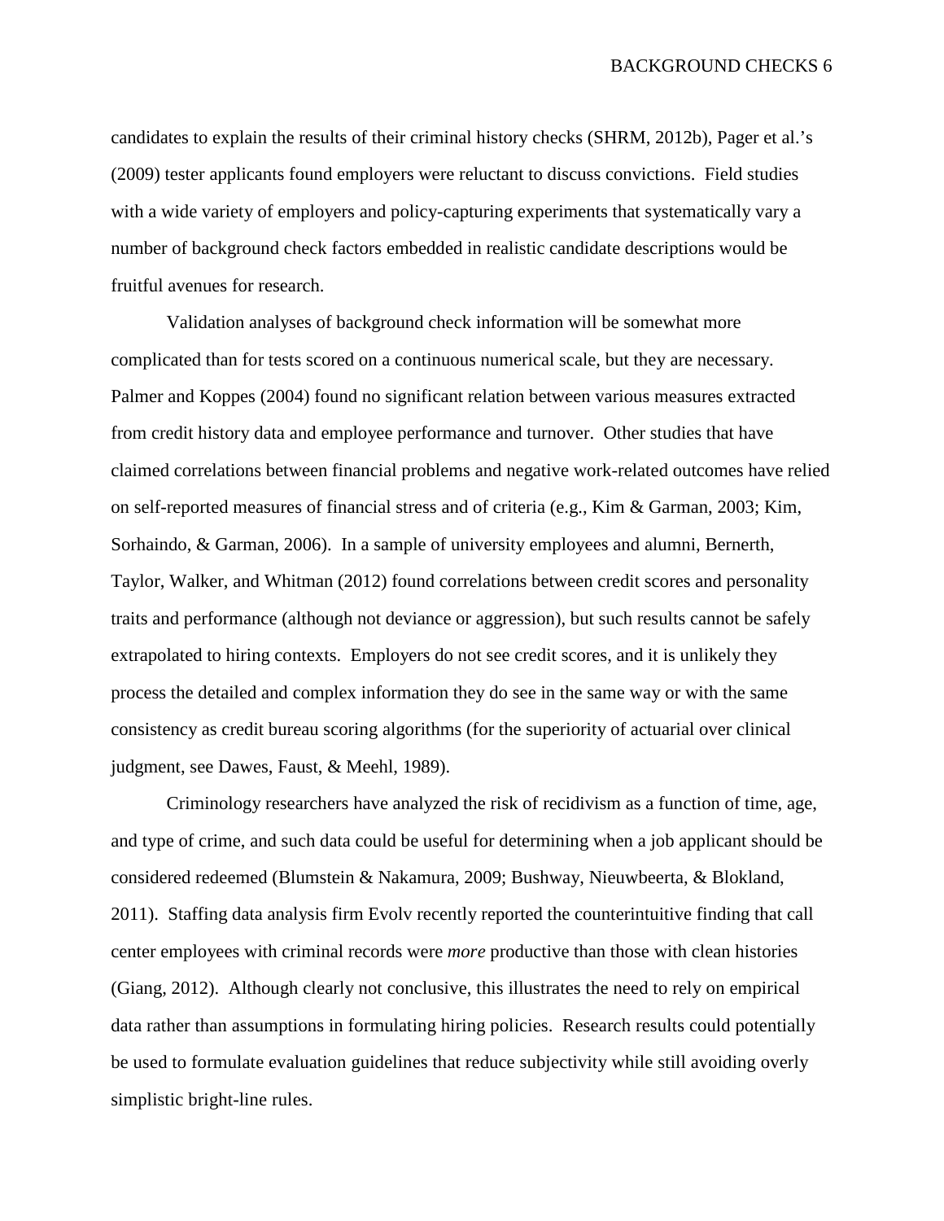candidates to explain the results of their criminal history checks (SHRM, 2012b), Pager et al.'s (2009) tester applicants found employers were reluctant to discuss convictions. Field studies with a wide variety of employers and policy-capturing experiments that systematically vary a number of background check factors embedded in realistic candidate descriptions would be fruitful avenues for research.

Validation analyses of background check information will be somewhat more complicated than for tests scored on a continuous numerical scale, but they are necessary. Palmer and Koppes (2004) found no significant relation between various measures extracted from credit history data and employee performance and turnover. Other studies that have claimed correlations between financial problems and negative work-related outcomes have relied on self-reported measures of financial stress and of criteria (e.g., Kim & Garman, 2003; Kim, Sorhaindo, & Garman, 2006). In a sample of university employees and alumni, Bernerth, Taylor, Walker, and Whitman (2012) found correlations between credit scores and personality traits and performance (although not deviance or aggression), but such results cannot be safely extrapolated to hiring contexts. Employers do not see credit scores, and it is unlikely they process the detailed and complex information they do see in the same way or with the same consistency as credit bureau scoring algorithms (for the superiority of actuarial over clinical judgment, see Dawes, Faust, & Meehl, 1989).

Criminology researchers have analyzed the risk of recidivism as a function of time, age, and type of crime, and such data could be useful for determining when a job applicant should be considered redeemed (Blumstein & Nakamura, 2009; Bushway, Nieuwbeerta, & Blokland, 2011). Staffing data analysis firm Evolv recently reported the counterintuitive finding that call center employees with criminal records were *more* productive than those with clean histories (Giang, 2012). Although clearly not conclusive, this illustrates the need to rely on empirical data rather than assumptions in formulating hiring policies. Research results could potentially be used to formulate evaluation guidelines that reduce subjectivity while still avoiding overly simplistic bright-line rules.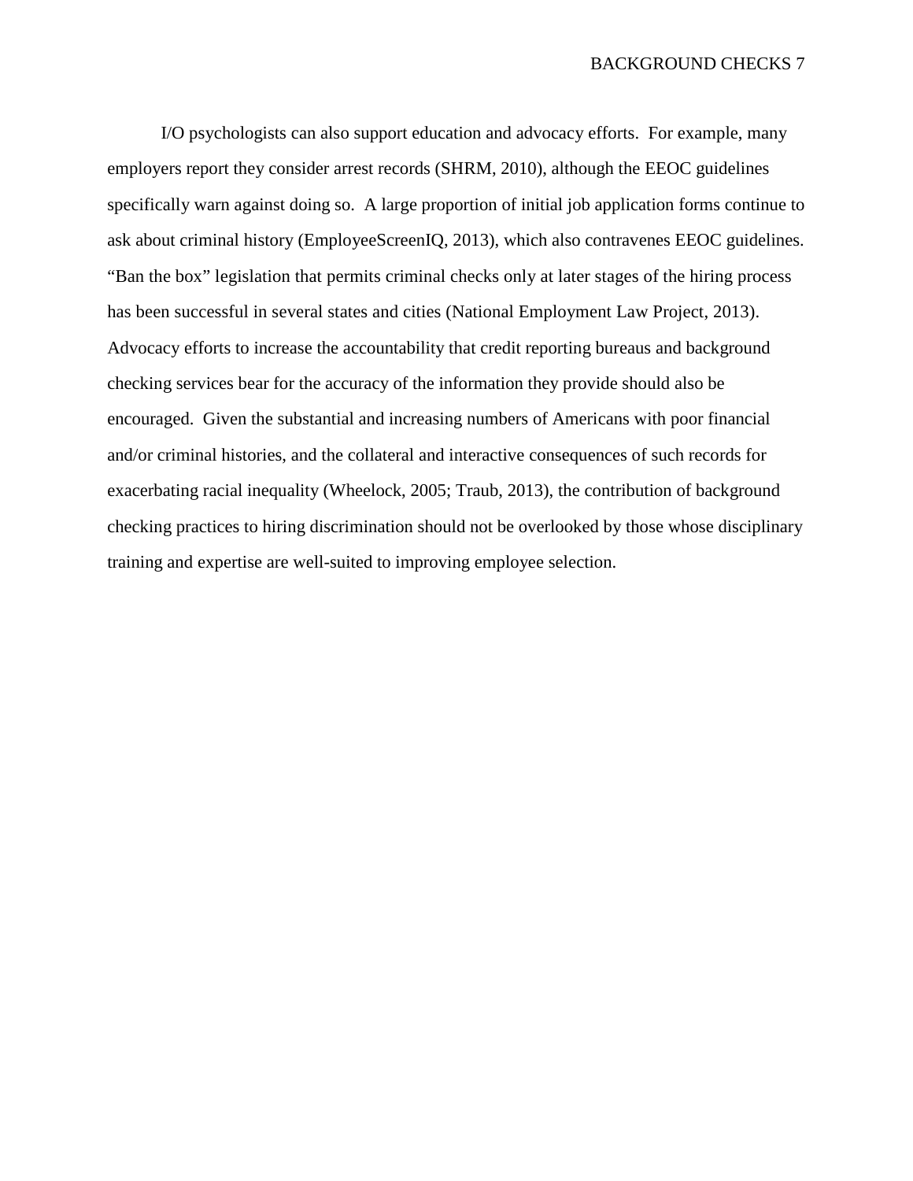I/O psychologists can also support education and advocacy efforts. For example, many employers report they consider arrest records (SHRM, 2010), although the EEOC guidelines specifically warn against doing so. A large proportion of initial job application forms continue to ask about criminal history (EmployeeScreenIQ, 2013), which also contravenes EEOC guidelines. "Ban the box" legislation that permits criminal checks only at later stages of the hiring process has been successful in several states and cities (National Employment Law Project, 2013). Advocacy efforts to increase the accountability that credit reporting bureaus and background checking services bear for the accuracy of the information they provide should also be encouraged. Given the substantial and increasing numbers of Americans with poor financial and/or criminal histories, and the collateral and interactive consequences of such records for exacerbating racial inequality (Wheelock, 2005; Traub, 2013), the contribution of background checking practices to hiring discrimination should not be overlooked by those whose disciplinary training and expertise are well-suited to improving employee selection.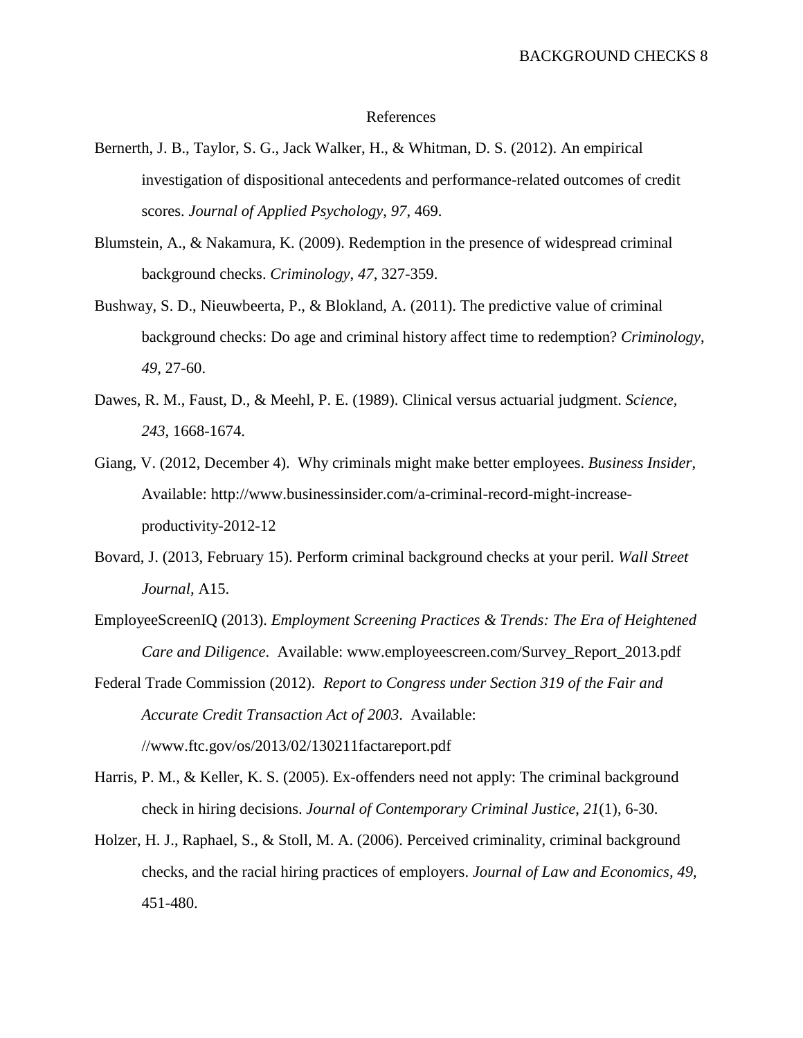# References

Bernerth, J. B., Taylor, S. G., Jack Walker, H., & Whitman, D. S. (2012). An empirical investigation of dispositional antecedents and performance-related outcomes of credit scores. *Journal of Applied Psychology*, *97*, 469.

Blumstein, A., & Nakamura, K. (2009). Redemption in the presence of widespread criminal background checks. *Criminology*, *47*, 327-359.

Bushway, S. D., Nieuwbeerta, P., & Blokland, A. (2011). The predictive value of criminal background checks: Do age and criminal history affect time to redemption? *Criminology*, *49*, 27-60.

Dawes, R. M., Faust, D., & Meehl, P. E. (1989). Clinical versus actuarial judgment. *Science, 243*, 1668-1674.

Giang, V. (2012, December 4). Why criminals might make better employees. *Business Insider*, Available: http://www.businessinsider.com/a-criminal-record-might-increase-productivity-2012-12

Bovard, J. (2013, February 15). Perform criminal background checks at your peril. *Wall Street Journal*, A15.

EmployeeScreenIQ (2013). *Employment Screening Practices & Trends: The Era of Heightened Care and Diligence*. Available: www.employeescreen.com/Survey_Report_2013.pdf

Federal Trade Commission (2012). *Report to Congress under Section 319 of the Fair and Accurate Credit Transaction Act of 2003*. Available: //www.ftc.gov/os/2013/02/130211factareport.pdf

Harris, P. M., & Keller, K. S. (2005). Ex-offenders need not apply: The criminal background check in hiring decisions. *Journal of Contemporary Criminal Justice, 21*(1), 6-30.

Holzer, H. J., Raphael, S., & Stoll, M. A. (2006). Perceived criminality, criminal background checks, and the racial hiring practices of employers. *Journal of Law and Economics, 49*, 451-480.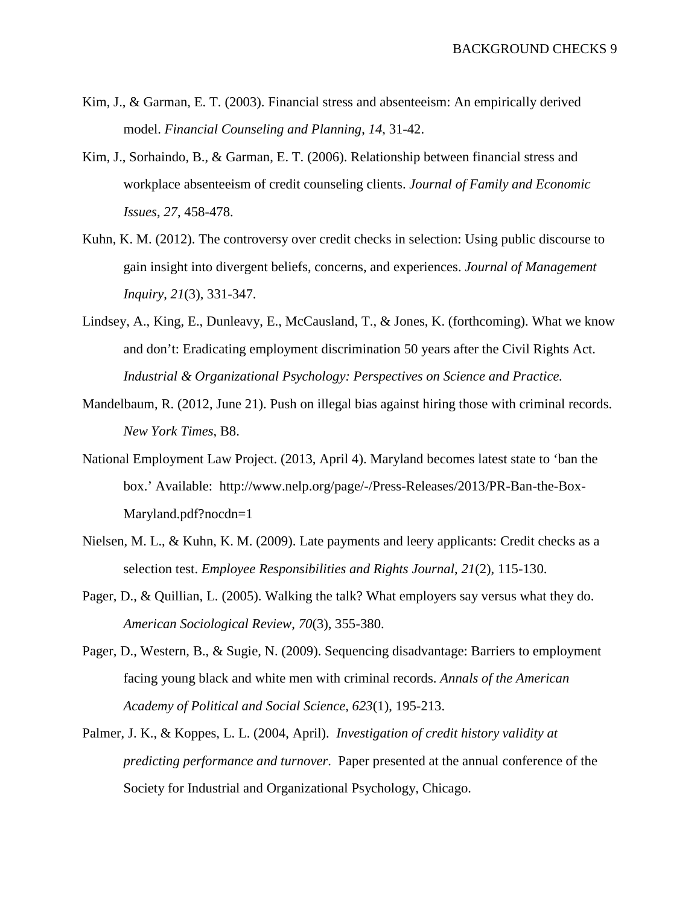Kim, J., & Garman, E. T. (2003). Financial stress and absenteeism: An empirically derived model. *Financial Counseling and Planning*, *14*, 31-42.

Kim, J., Sorhaindo, B., & Garman, E. T. (2006). Relationship between financial stress and workplace absenteeism of credit counseling clients. *Journal of Family and Economic Issues*, *27*, 458-478.

Kuhn, K. M. (2012). The controversy over credit checks in selection: Using public discourse to gain insight into divergent beliefs, concerns, and experiences. *Journal of Management Inquiry*, *21*(3), 331-347.

Lindsey, A., King, E., Dunleavy, E., McCausland, T., & Jones, K. (forthcoming). What we know and don't: Eradicating employment discrimination 50 years after the Civil Rights Act. *Industrial & Organizational Psychology: Perspectives on Science and Practice.*

Mandelbaum, R. (2012, June 21). Push on illegal bias against hiring those with criminal records. *New York Times*, B8.

National Employment Law Project. (2013, April 4). Maryland becomes latest state to 'ban the box.' Available: http://www.nelp.org/page/-/Press-Releases/2013/PR-Ban-the-Box-Maryland.pdf?nocdn=1

Nielsen, M. L., & Kuhn, K. M. (2009). Late payments and leery applicants: Credit checks as a selection test. *Employee Responsibilities and Rights Journal*, *21*(2), 115-130.

Pager, D., & Quillian, L. (2005). Walking the talk? What employers say versus what they do. *American Sociological Review*, *70*(3), 355-380.

Pager, D., Western, B., & Sugie, N. (2009). Sequencing disadvantage: Barriers to employment facing young black and white men with criminal records. *Annals of the American Academy of Political and Social Science*, *623*(1), 195-213.

Palmer, J. K., & Koppes, L. L. (2004, April). *Investigation of credit history validity at predicting performance and turnover*. Paper presented at the annual conference of the Society for Industrial and Organizational Psychology, Chicago.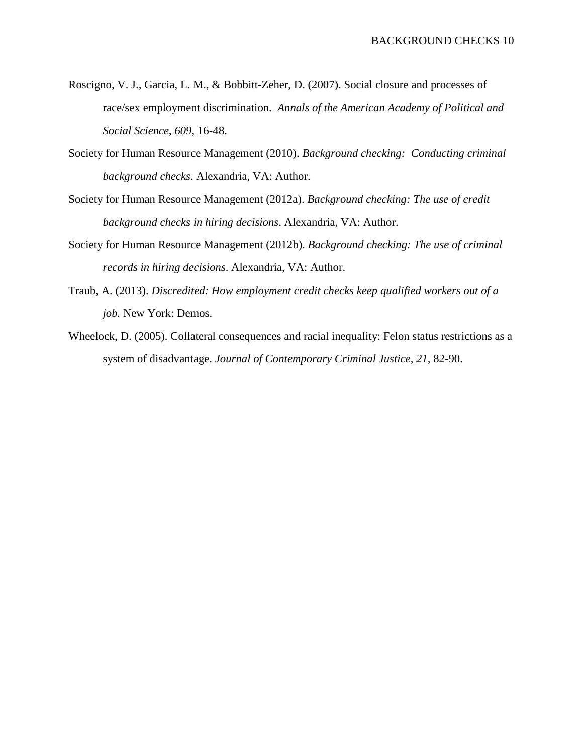Roscigno, V. J., Garcia, L. M., & Bobbitt-Zeher, D. (2007). Social closure and processes of race/sex employment discrimination. *Annals of the American Academy of Political and Social Science*, *609*, 16-48.

Society for Human Resource Management (2010). *Background checking: Conducting criminal background checks*. Alexandria, VA: Author.

Society for Human Resource Management (2012a). *Background checking: The use of credit background checks in hiring decisions*. Alexandria, VA: Author.

Society for Human Resource Management (2012b). *Background checking: The use of criminal records in hiring decisions*. Alexandria, VA: Author.

Traub, A. (2013). *Discredited: How employment credit checks keep qualified workers out of a job.* New York: Demos.

Wheelock, D. (2005). Collateral consequences and racial inequality: Felon status restrictions as a system of disadvantage. *Journal of Contemporary Criminal Justice*, *21*, 82-90.